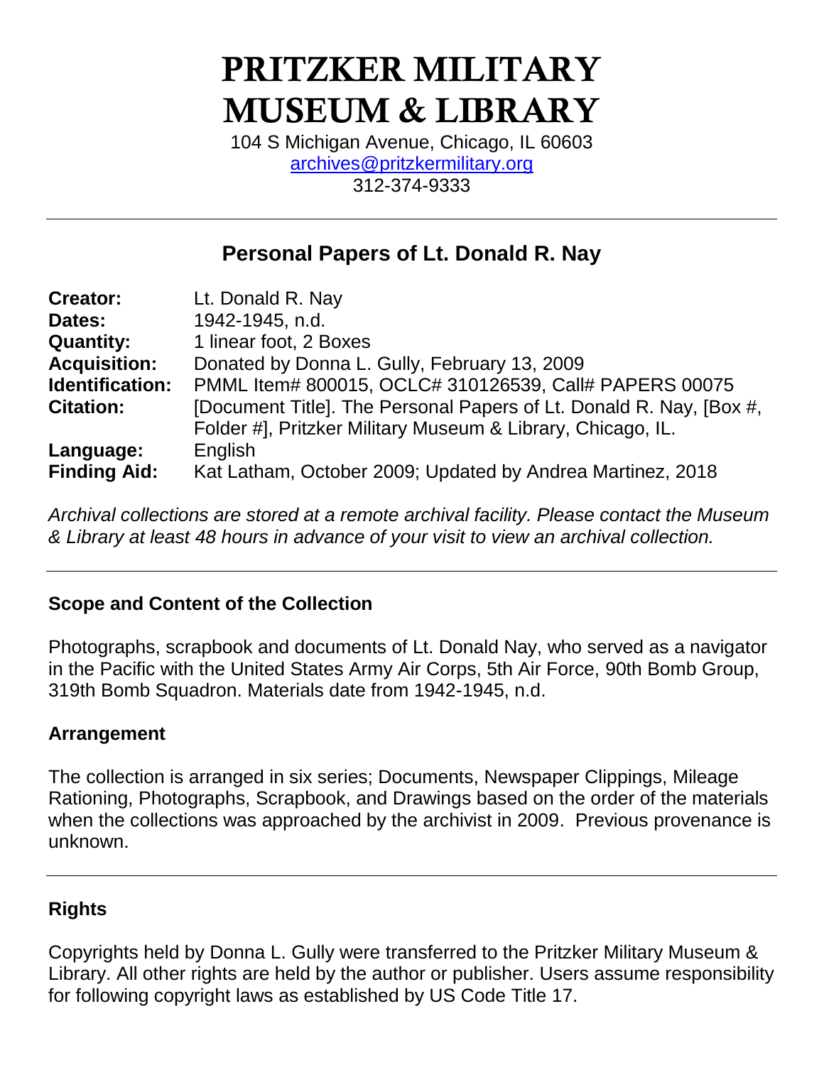# PRITZKER MILITARY MUSEUM & LIBRARY

104 S Michigan Avenue, Chicago, IL 60603
archives@pritzkermilitary.org
312-374-9333

---

## Personal Papers of Lt. Donald R. Nay

| | |
|---|---|
| **Creator:** | Lt. Donald R. Nay |
| **Dates:** | 1942-1945, n.d. |
| **Quantity:** | 1 linear foot, 2 Boxes |
| **Acquisition:** | Donated by Donna L. Gully, February 13, 2009 |
| **Identification:** | PMML Item# 800015, OCLC# 310126539, Call# PAPERS 00075 |
| **Citation:** | [Document Title]. The Personal Papers of Lt. Donald R. Nay, [Box #, Folder #], Pritzker Military Museum & Library, Chicago, IL. |
| **Language:** | English |
| **Finding Aid:** | Kat Latham, October 2009; Updated by Andrea Martinez, 2018 |

*Archival collections are stored at a remote archival facility. Please contact the Museum & Library at least 48 hours in advance of your visit to view an archival collection.*

---

### Scope and Content of the Collection

Photographs, scrapbook and documents of Lt. Donald Nay, who served as a navigator in the Pacific with the United States Army Air Corps, 5th Air Force, 90th Bomb Group, 319th Bomb Squadron. Materials date from 1942-1945, n.d.

### Arrangement

The collection is arranged in six series; Documents, Newspaper Clippings, Mileage Rationing, Photographs, Scrapbook, and Drawings based on the order of the materials when the collections was approached by the archivist in 2009. Previous provenance is unknown.

---

### Rights

Copyrights held by Donna L. Gully were transferred to the Pritzker Military Museum & Library. All other rights are held by the author or publisher. Users assume responsibility for following copyright laws as established by US Code Title 17.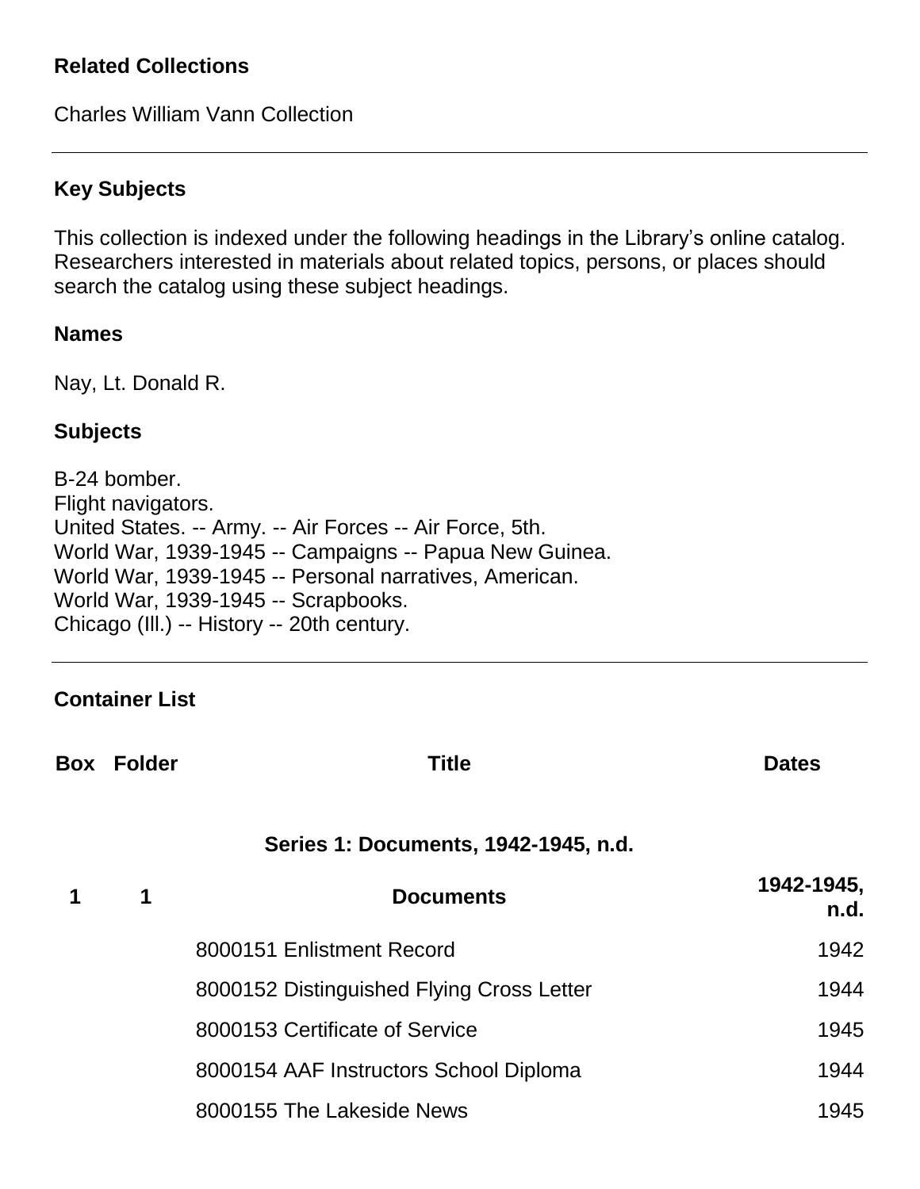## Related Collections

Charles William Vann Collection

---

## Key Subjects

This collection is indexed under the following headings in the Library's online catalog. Researchers interested in materials about related topics, persons, or places should search the catalog using these subject headings.

### Names

Nay, Lt. Donald R.

### Subjects

B-24 bomber.
Flight navigators.
United States. -- Army. -- Air Forces -- Air Force, 5th.
World War, 1939-1945 -- Campaigns -- Papua New Guinea.
World War, 1939-1945 -- Personal narratives, American.
World War, 1939-1945 -- Scrapbooks.
Chicago (Ill.) -- History -- 20th century.

---

## Container List

| Box | Folder | Title | Dates |
|---|---|---|---|
| | | **Series 1: Documents, 1942-1945, n.d.** | |
| **1** | **1** | **Documents** | **1942-1945, n.d.** |
| | | 8000151 Enlistment Record | 1942 |
| | | 8000152 Distinguished Flying Cross Letter | 1944 |
| | | 8000153 Certificate of Service | 1945 |
| | | 8000154 AAF Instructors School Diploma | 1944 |
| | | 8000155 The Lakeside News | 1945 |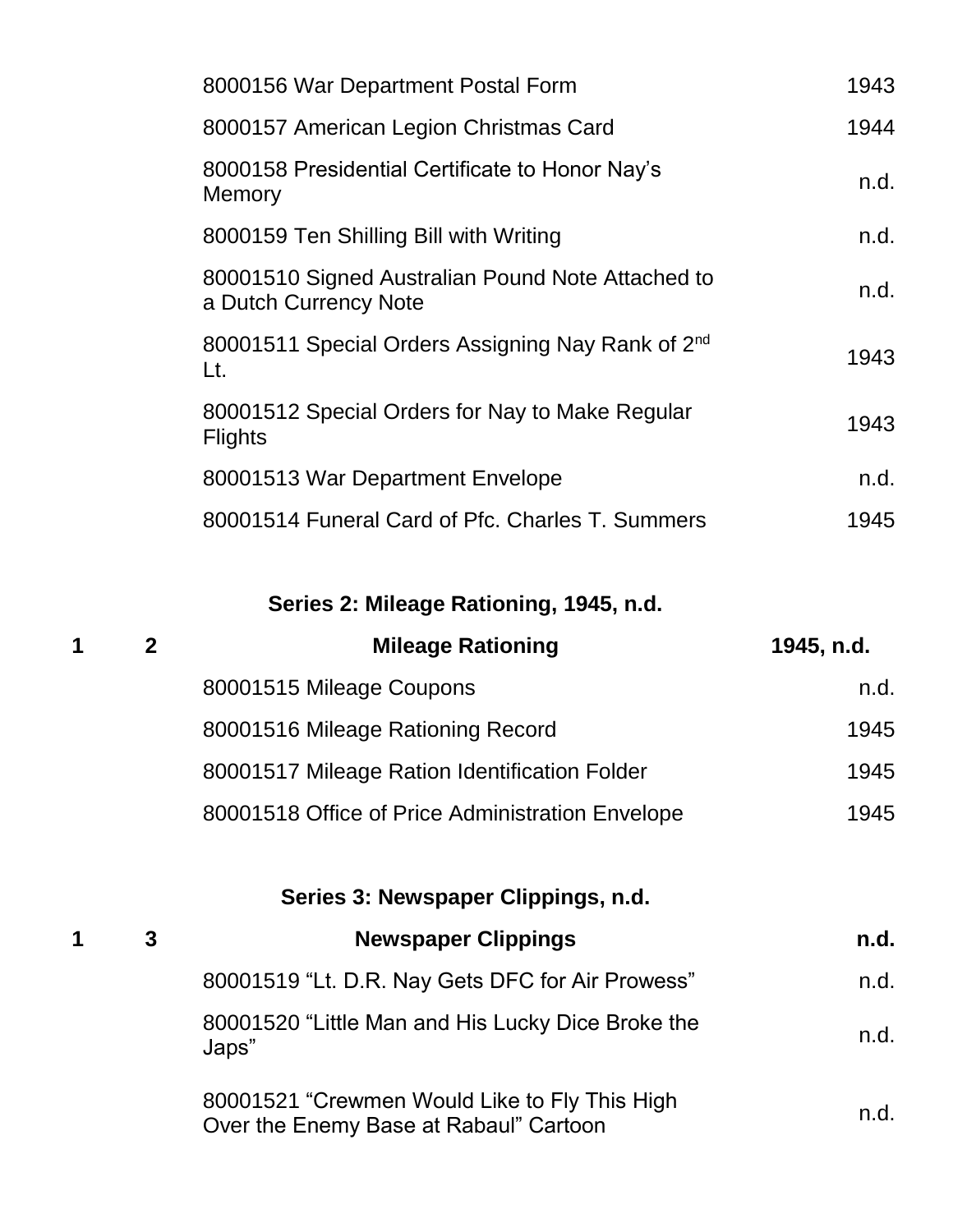| | | | |
|---|---|---|---|
| | | 8000156 War Department Postal Form | 1943 |
| | | 8000157 American Legion Christmas Card | 1944 |
| | | 8000158 Presidential Certificate to Honor Nay's Memory | n.d. |
| | | 8000159 Ten Shilling Bill with Writing | n.d. |
| | | 80001510 Signed Australian Pound Note Attached to a Dutch Currency Note | n.d. |
| | | 80001511 Special Orders Assigning Nay Rank of 2nd Lt. | 1943 |
| | | 80001512 Special Orders for Nay to Make Regular Flights | 1943 |
| | | 80001513 War Department Envelope | n.d. |
| | | 80001514 Funeral Card of Pfc. Charles T. Summers | 1945 |

## Series 2: Mileage Rationing, 1945, n.d.

| | | | |
|---|---|---|---|
| **1** | **2** | **Mileage Rationing** | **1945, n.d.** |
| | | 80001515 Mileage Coupons | n.d. |
| | | 80001516 Mileage Rationing Record | 1945 |
| | | 80001517 Mileage Ration Identification Folder | 1945 |
| | | 80001518 Office of Price Administration Envelope | 1945 |

## Series 3: Newspaper Clippings, n.d.

| | | | |
|---|---|---|---|
| **1** | **3** | **Newspaper Clippings** | **n.d.** |
| | | 80001519 "Lt. D.R. Nay Gets DFC for Air Prowess" | n.d. |
| | | 80001520 "Little Man and His Lucky Dice Broke the Japs" | n.d. |
| | | 80001521 "Crewmen Would Like to Fly This High Over the Enemy Base at Rabaul" Cartoon | n.d. |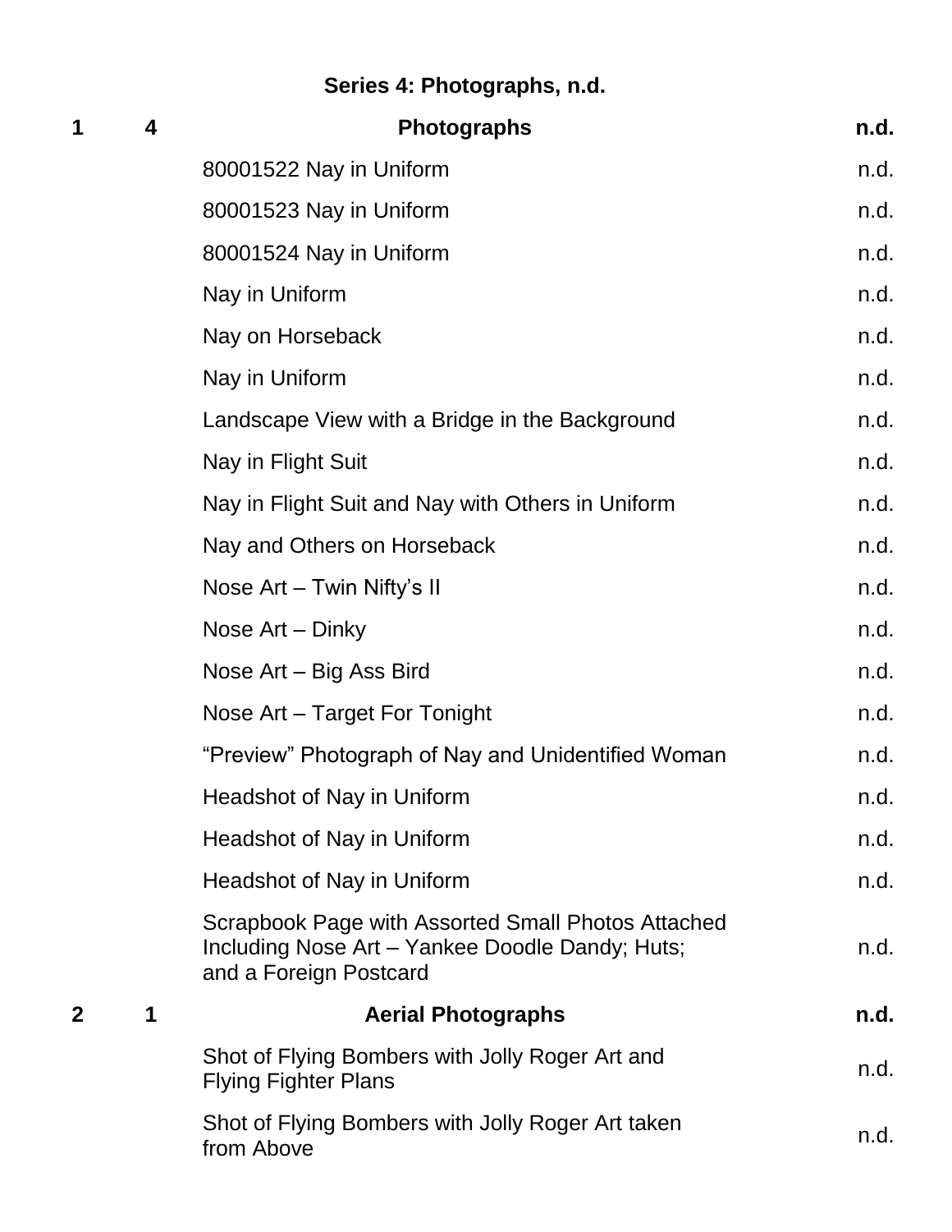## Series 4: Photographs, n.d.

| Box | Folder | Title | Date |
|---|---|---|---|
| **1** | **4** | **Photographs** | **n.d.** |
| | | 80001522 Nay in Uniform | n.d. |
| | | 80001523 Nay in Uniform | n.d. |
| | | 80001524 Nay in Uniform | n.d. |
| | | Nay in Uniform | n.d. |
| | | Nay on Horseback | n.d. |
| | | Nay in Uniform | n.d. |
| | | Landscape View with a Bridge in the Background | n.d. |
| | | Nay in Flight Suit | n.d. |
| | | Nay in Flight Suit and Nay with Others in Uniform | n.d. |
| | | Nay and Others on Horseback | n.d. |
| | | Nose Art – Twin Nifty's II | n.d. |
| | | Nose Art – Dinky | n.d. |
| | | Nose Art – Big Ass Bird | n.d. |
| | | Nose Art – Target For Tonight | n.d. |
| | | "Preview" Photograph of Nay and Unidentified Woman | n.d. |
| | | Headshot of Nay in Uniform | n.d. |
| | | Headshot of Nay in Uniform | n.d. |
| | | Headshot of Nay in Uniform | n.d. |
| | | Scrapbook Page with Assorted Small Photos Attached Including Nose Art – Yankee Doodle Dandy; Huts; and a Foreign Postcard | n.d. |
| **2** | **1** | **Aerial Photographs** | **n.d.** |
| | | Shot of Flying Bombers with Jolly Roger Art and Flying Fighter Plans | n.d. |
| | | Shot of Flying Bombers with Jolly Roger Art taken from Above | n.d. |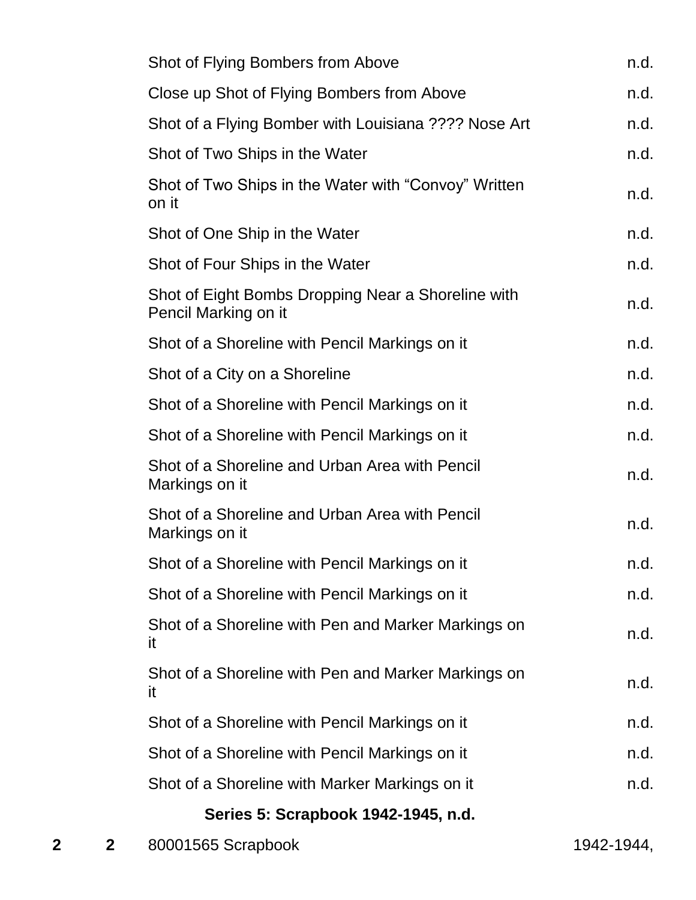| | | | |
|---|---|---|---|
| | | Shot of Flying Bombers from Above | n.d. |
| | | Close up Shot of Flying Bombers from Above | n.d. |
| | | Shot of a Flying Bomber with Louisiana ???? Nose Art | n.d. |
| | | Shot of Two Ships in the Water | n.d. |
| | | Shot of Two Ships in the Water with “Convoy” Written on it | n.d. |
| | | Shot of One Ship in the Water | n.d. |
| | | Shot of Four Ships in the Water | n.d. |
| | | Shot of Eight Bombs Dropping Near a Shoreline with Pencil Marking on it | n.d. |
| | | Shot of a Shoreline with Pencil Markings on it | n.d. |
| | | Shot of a City on a Shoreline | n.d. |
| | | Shot of a Shoreline with Pencil Markings on it | n.d. |
| | | Shot of a Shoreline with Pencil Markings on it | n.d. |
| | | Shot of a Shoreline and Urban Area with Pencil Markings on it | n.d. |
| | | Shot of a Shoreline and Urban Area with Pencil Markings on it | n.d. |
| | | Shot of a Shoreline with Pencil Markings on it | n.d. |
| | | Shot of a Shoreline with Pencil Markings on it | n.d. |
| | | Shot of a Shoreline with Pen and Marker Markings on it | n.d. |
| | | Shot of a Shoreline with Pen and Marker Markings on it | n.d. |
| | | Shot of a Shoreline with Pencil Markings on it | n.d. |
| | | Shot of a Shoreline with Pencil Markings on it | n.d. |
| | | Shot of a Shoreline with Marker Markings on it | n.d. |

**Series 5: Scrapbook 1942-1945, n.d.**

| | | | |
|---|---|---|---|
| **2** | **2** | 80001565 Scrapbook | 1942-1944, |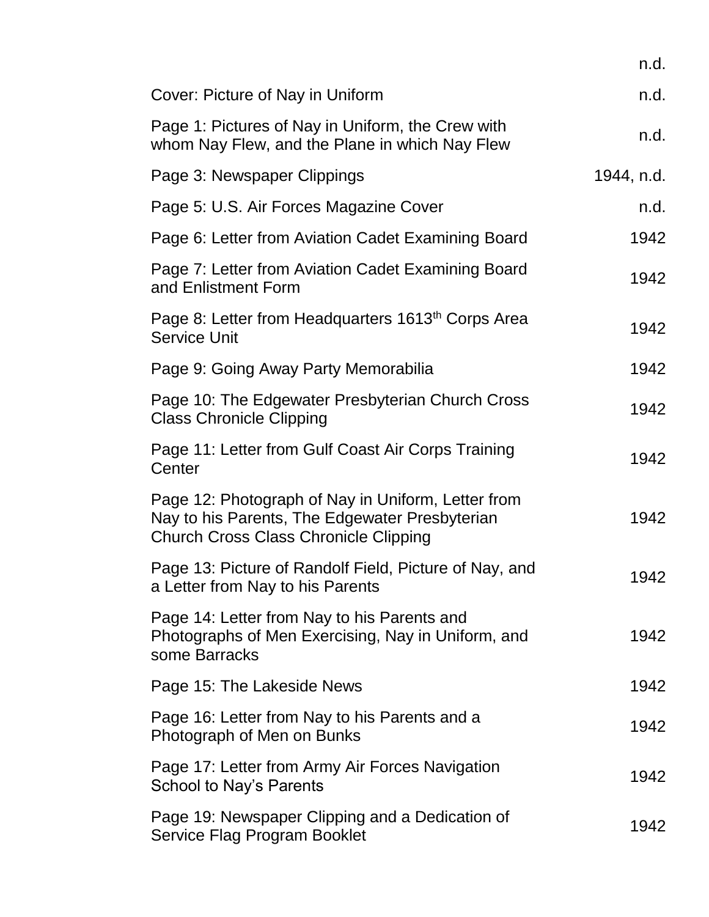| | |
|---|---|
| | n.d. |
| Cover: Picture of Nay in Uniform | n.d. |
| Page 1: Pictures of Nay in Uniform, the Crew with whom Nay Flew, and the Plane in which Nay Flew | n.d. |
| Page 3: Newspaper Clippings | 1944, n.d. |
| Page 5: U.S. Air Forces Magazine Cover | n.d. |
| Page 6: Letter from Aviation Cadet Examining Board | 1942 |
| Page 7: Letter from Aviation Cadet Examining Board and Enlistment Form | 1942 |
| Page 8: Letter from Headquarters 1613th Corps Area Service Unit | 1942 |
| Page 9: Going Away Party Memorabilia | 1942 |
| Page 10: The Edgewater Presbyterian Church Cross Class Chronicle Clipping | 1942 |
| Page 11: Letter from Gulf Coast Air Corps Training Center | 1942 |
| Page 12: Photograph of Nay in Uniform, Letter from Nay to his Parents, The Edgewater Presbyterian Church Cross Class Chronicle Clipping | 1942 |
| Page 13: Picture of Randolf Field, Picture of Nay, and a Letter from Nay to his Parents | 1942 |
| Page 14: Letter from Nay to his Parents and Photographs of Men Exercising, Nay in Uniform, and some Barracks | 1942 |
| Page 15: The Lakeside News | 1942 |
| Page 16: Letter from Nay to his Parents and a Photograph of Men on Bunks | 1942 |
| Page 17: Letter from Army Air Forces Navigation School to Nay's Parents | 1942 |
| Page 19: Newspaper Clipping and a Dedication of Service Flag Program Booklet | 1942 |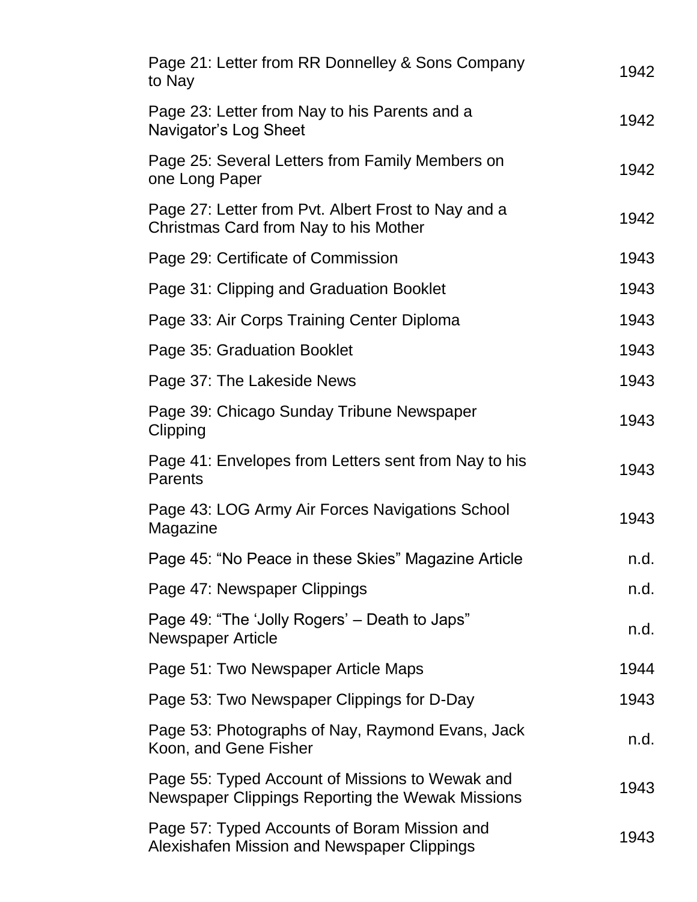| | |
|---|---|
| Page 21: Letter from RR Donnelley & Sons Company to Nay | 1942 |
| Page 23: Letter from Nay to his Parents and a Navigator's Log Sheet | 1942 |
| Page 25: Several Letters from Family Members on one Long Paper | 1942 |
| Page 27: Letter from Pvt. Albert Frost to Nay and a Christmas Card from Nay to his Mother | 1942 |
| Page 29: Certificate of Commission | 1943 |
| Page 31: Clipping and Graduation Booklet | 1943 |
| Page 33: Air Corps Training Center Diploma | 1943 |
| Page 35: Graduation Booklet | 1943 |
| Page 37: The Lakeside News | 1943 |
| Page 39: Chicago Sunday Tribune Newspaper Clipping | 1943 |
| Page 41: Envelopes from Letters sent from Nay to his Parents | 1943 |
| Page 43: LOG Army Air Forces Navigations School Magazine | 1943 |
| Page 45: "No Peace in these Skies" Magazine Article | n.d. |
| Page 47: Newspaper Clippings | n.d. |
| Page 49: "The 'Jolly Rogers' – Death to Japs" Newspaper Article | n.d. |
| Page 51: Two Newspaper Article Maps | 1944 |
| Page 53: Two Newspaper Clippings for D-Day | 1943 |
| Page 53: Photographs of Nay, Raymond Evans, Jack Koon, and Gene Fisher | n.d. |
| Page 55: Typed Account of Missions to Wewak and Newspaper Clippings Reporting the Wewak Missions | 1943 |
| Page 57: Typed Accounts of Boram Mission and Alexishafen Mission and Newspaper Clippings | 1943 |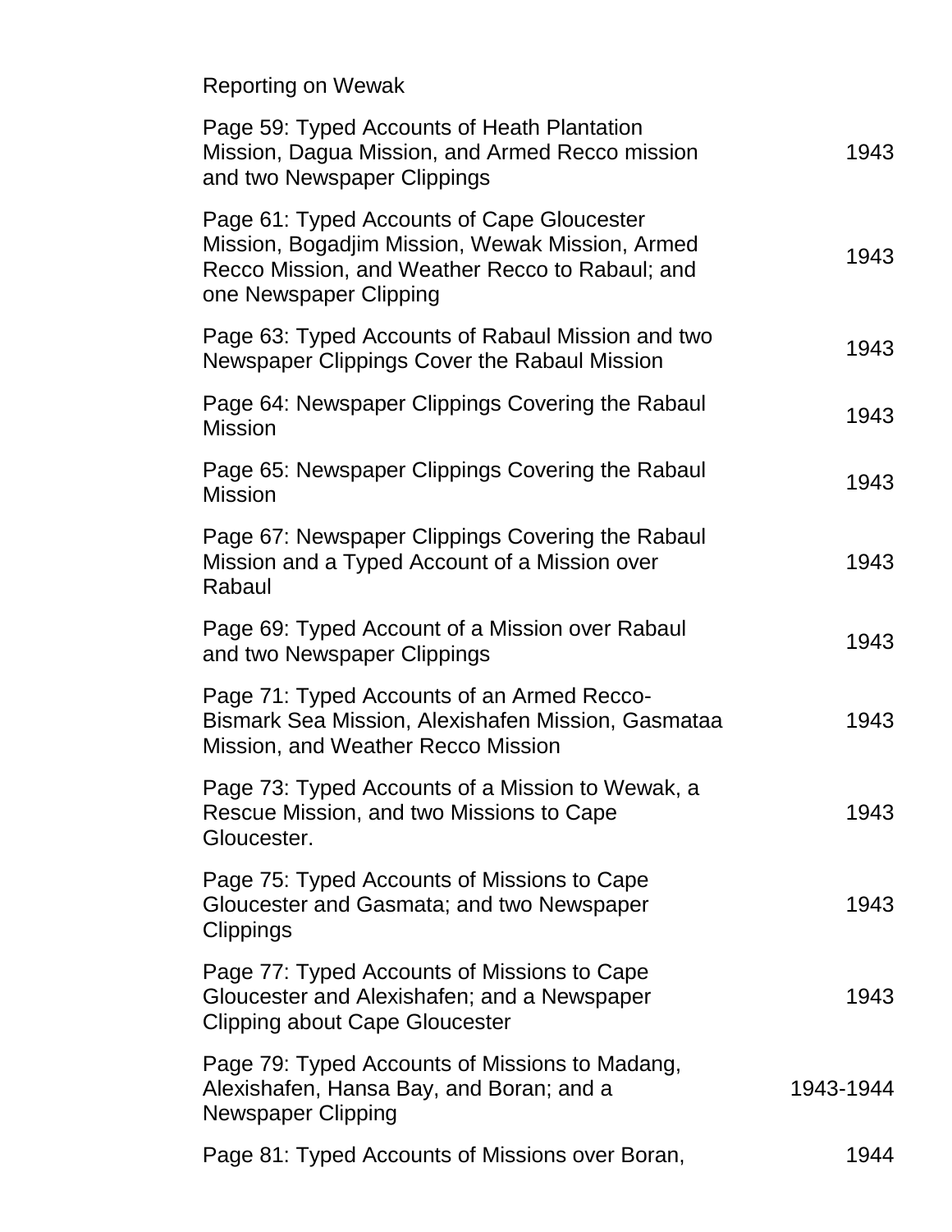| | |
|---|---|
| Reporting on Wewak | |
| Page 59: Typed Accounts of Heath Plantation Mission, Dagua Mission, and Armed Recco mission and two Newspaper Clippings | 1943 |
| Page 61: Typed Accounts of Cape Gloucester Mission, Bogadjim Mission, Wewak Mission, Armed Recco Mission, and Weather Recco to Rabaul; and one Newspaper Clipping | 1943 |
| Page 63: Typed Accounts of Rabaul Mission and two Newspaper Clippings Cover the Rabaul Mission | 1943 |
| Page 64: Newspaper Clippings Covering the Rabaul Mission | 1943 |
| Page 65: Newspaper Clippings Covering the Rabaul Mission | 1943 |
| Page 67: Newspaper Clippings Covering the Rabaul Mission and a Typed Account of a Mission over Rabaul | 1943 |
| Page 69: Typed Account of a Mission over Rabaul and two Newspaper Clippings | 1943 |
| Page 71: Typed Accounts of an Armed Recco-Bismark Sea Mission, Alexishafen Mission, Gasmataa Mission, and Weather Recco Mission | 1943 |
| Page 73: Typed Accounts of a Mission to Wewak, a Rescue Mission, and two Missions to Cape Gloucester. | 1943 |
| Page 75: Typed Accounts of Missions to Cape Gloucester and Gasmata; and two Newspaper Clippings | 1943 |
| Page 77: Typed Accounts of Missions to Cape Gloucester and Alexishafen; and a Newspaper Clipping about Cape Gloucester | 1943 |
| Page 79: Typed Accounts of Missions to Madang, Alexishafen, Hansa Bay, and Boran; and a Newspaper Clipping | 1943-1944 |
| Page 81: Typed Accounts of Missions over Boran, | 1944 |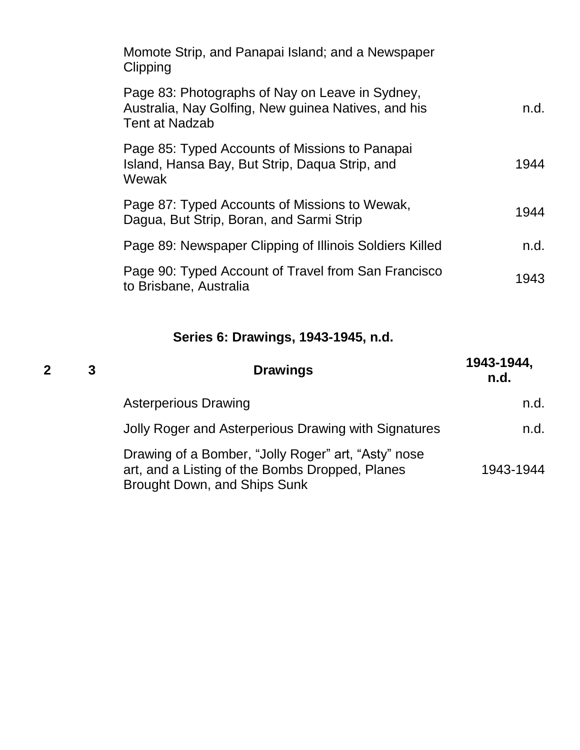| | | | |
|---|---|---|---|
| | | Momote Strip, and Panapai Island; and a Newspaper Clipping | |
| | | Page 83: Photographs of Nay on Leave in Sydney, Australia, Nay Golfing, New guinea Natives, and his Tent at Nadzab | n.d. |
| | | Page 85: Typed Accounts of Missions to Panapai Island, Hansa Bay, But Strip, Daqua Strip, and Wewak | 1944 |
| | | Page 87: Typed Accounts of Missions to Wewak, Dagua, But Strip, Boran, and Sarmi Strip | 1944 |
| | | Page 89: Newspaper Clipping of Illinois Soldiers Killed | n.d. |
| | | Page 90: Typed Account of Travel from San Francisco to Brisbane, Australia | 1943 |

## Series 6: Drawings, 1943-1945, n.d.

| | | | |
|---|---|---|---|
| **2** | **3** | **Drawings** | **1943-1944, n.d.** |
| | | Asterperious Drawing | n.d. |
| | | Jolly Roger and Asterperious Drawing with Signatures | n.d. |
| | | Drawing of a Bomber, "Jolly Roger" art, "Asty" nose art, and a Listing of the Bombs Dropped, Planes Brought Down, and Ships Sunk | 1943-1944 |